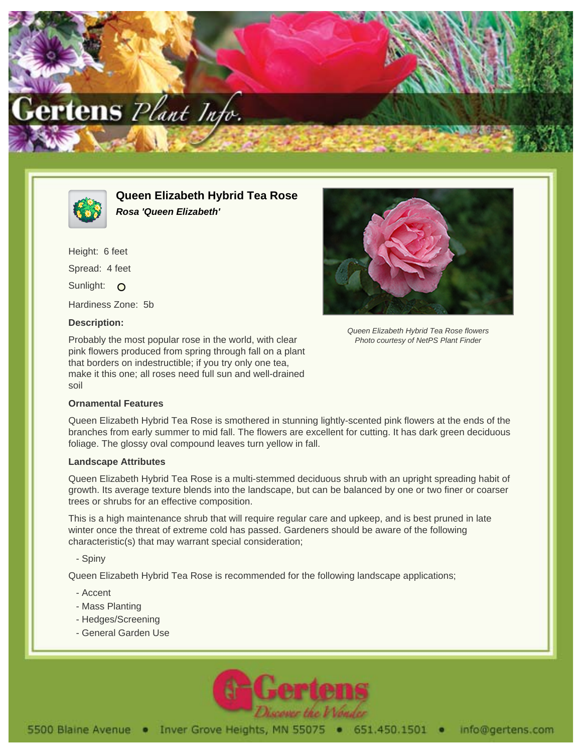# Queen Elizabeth Hybrid Tea Rose

***Rosa 'Queen Elizabeth'***

Height: 6 feet

Spread: 4 feet

Sunlight: O

Hardiness Zone: 5b

**Description:**

Probably the most popular rose in the world, with clear pink flowers produced from spring through fall on a plant that borders on indestructible; if you try only one tea, make it this one; all roses need full sun and well-drained soil

*Queen Elizabeth Hybrid Tea Rose flowers*
*Photo courtesy of NetPS Plant Finder*

**Ornamental Features**

Queen Elizabeth Hybrid Tea Rose is smothered in stunning lightly-scented pink flowers at the ends of the branches from early summer to mid fall. The flowers are excellent for cutting. It has dark green deciduous foliage. The glossy oval compound leaves turn yellow in fall.

**Landscape Attributes**

Queen Elizabeth Hybrid Tea Rose is a multi-stemmed deciduous shrub with an upright spreading habit of growth. Its average texture blends into the landscape, but can be balanced by one or two finer or coarser trees or shrubs for an effective composition.

This is a high maintenance shrub that will require regular care and upkeep, and is best pruned in late winter once the threat of extreme cold has passed. Gardeners should be aware of the following characteristic(s) that may warrant special consideration;

- Spiny

Queen Elizabeth Hybrid Tea Rose is recommended for the following landscape applications;

- Accent
- Mass Planting
- Hedges/Screening
- General Garden Use

5500 Blaine Avenue • Inver Grove Heights, MN 55075 • 651.450.1501 • info@gertens.com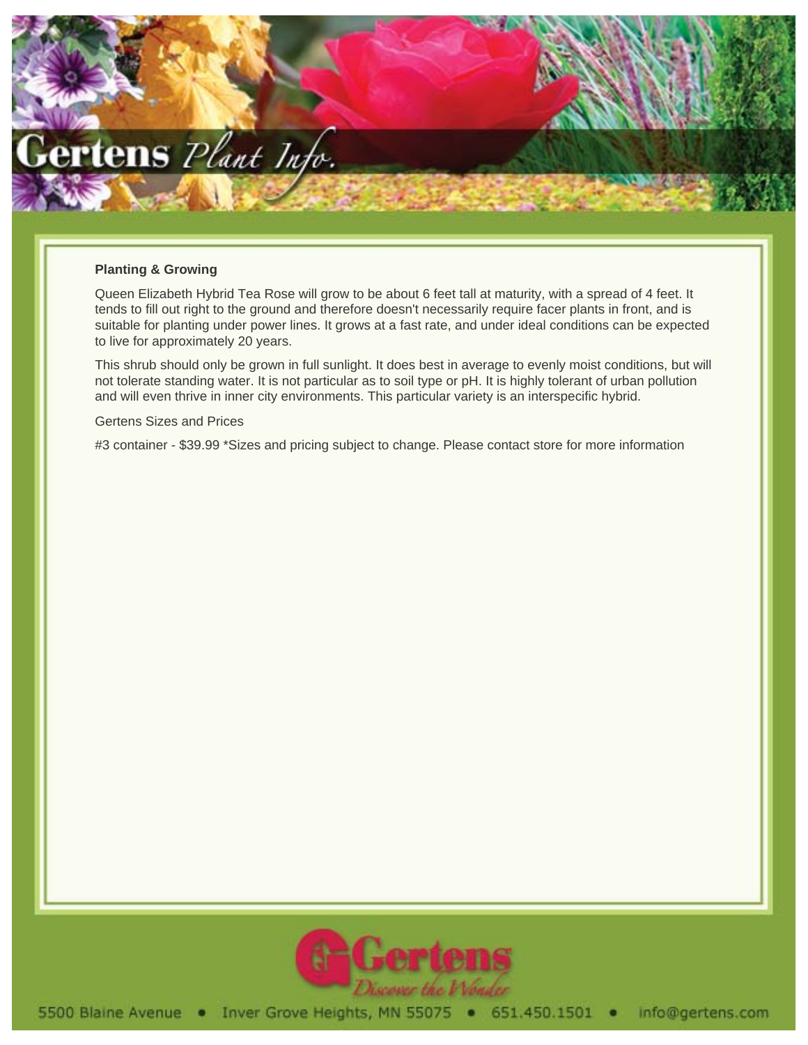**Planting & Growing**

Queen Elizabeth Hybrid Tea Rose will grow to be about 6 feet tall at maturity, with a spread of 4 feet. It tends to fill out right to the ground and therefore doesn't necessarily require facer plants in front, and is suitable for planting under power lines. It grows at a fast rate, and under ideal conditions can be expected to live for approximately 20 years.

This shrub should only be grown in full sunlight. It does best in average to evenly moist conditions, but will not tolerate standing water. It is not particular as to soil type or pH. It is highly tolerant of urban pollution and will even thrive in inner city environments. This particular variety is an interspecific hybrid.

Gertens Sizes and Prices

#3 container - $39.99 *Sizes and pricing subject to change. Please contact store for more information